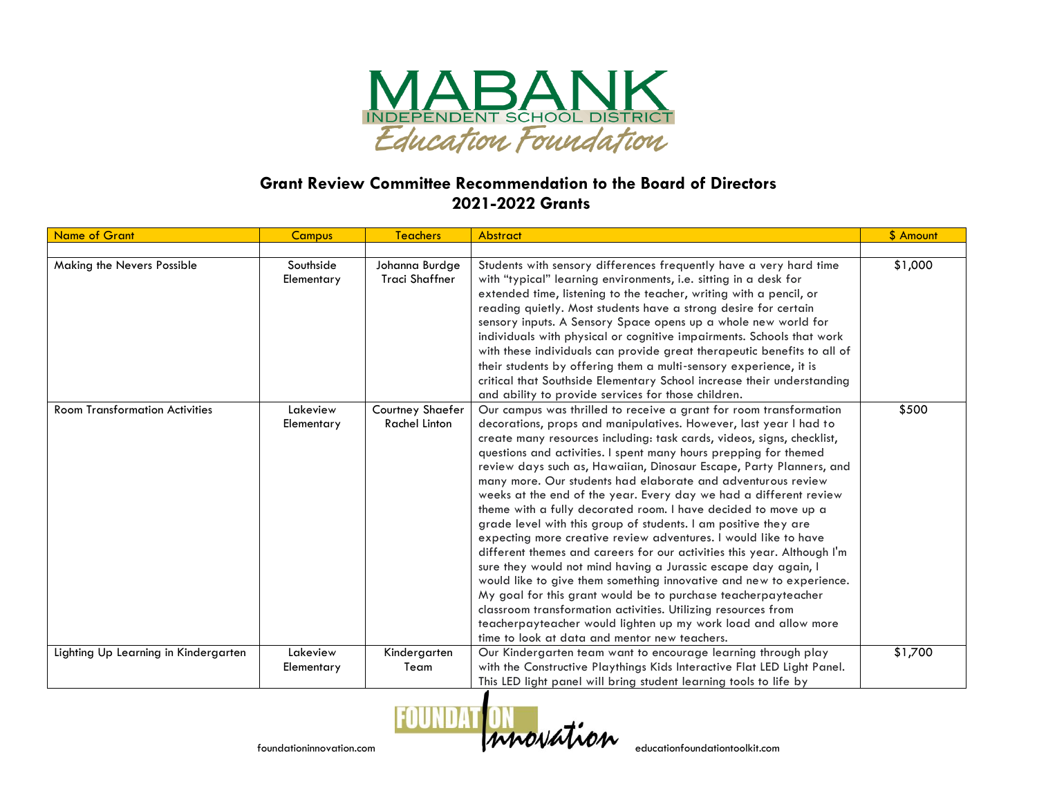# MABANK INDEPENDENT SCHOOL DISTRICT Education Foundation

## Grant Review Committee Recommendation to the Board of Directors
## 2021-2022 Grants

| Name of Grant | Campus | Teachers | Abstract | $ Amount |
|---|---|---|---|---|
| | | | | |
| Making the Nevers Possible | Southside Elementary | Johanna Burdge Traci Shaffner | Students with sensory differences frequently have a very hard time with "typical" learning environments, i.e. sitting in a desk for extended time, listening to the teacher, writing with a pencil, or reading quietly. Most students have a strong desire for certain sensory inputs. A Sensory Space opens up a whole new world for individuals with physical or cognitive impairments. Schools that work with these individuals can provide great therapeutic benefits to all of their students by offering them a multi-sensory experience, it is critical that Southside Elementary School increase their understanding and ability to provide services for those children. | $1,000 |
| Room Transformation Activities | Lakeview Elementary | Courtney Shaefer Rachel Linton | Our campus was thrilled to receive a grant for room transformation decorations, props and manipulatives. However, last year I had to create many resources including: task cards, videos, signs, checklist, questions and activities. I spent many hours prepping for themed review days such as, Hawaiian, Dinosaur Escape, Party Planners, and many more. Our students had elaborate and adventurous review weeks at the end of the year. Every day we had a different review theme with a fully decorated room. I have decided to move up a grade level with this group of students. I am positive they are expecting more creative review adventures. I would like to have different themes and careers for our activities this year. Although I'm sure they would not mind having a Jurassic escape day again, I would like to give them something innovative and new to experience. My goal for this grant would be to purchase teacherpayteacher classroom transformation activities. Utilizing resources from teacherpayteacher would lighten up my work load and allow more time to look at data and mentor new teachers. | $500 |
| Lighting Up Learning in Kindergarten | Lakeview Elementary | Kindergarten Team | Our Kindergarten team want to encourage learning through play with the Constructive Playthings Kids Interactive Flat LED Light Panel. This LED light panel will bring student learning tools to life by | $1,700 |

foundationinnovation.com FOUNDATION Innovation educationfoundationtoolkit.com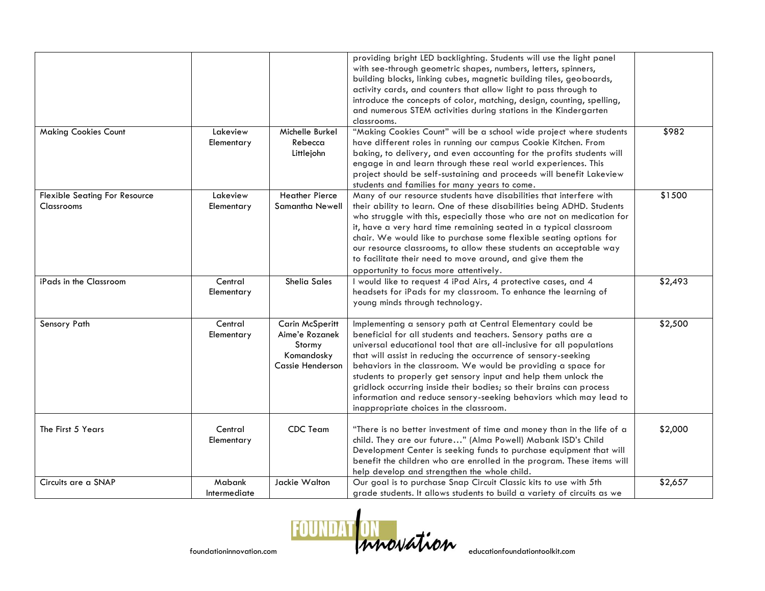| | | | | |
|---|---|---|---|---|
| | | | providing bright LED backlighting. Students will use the light panel with see-through geometric shapes, numbers, letters, spinners, building blocks, linking cubes, magnetic building tiles, geoboards, activity cards, and counters that allow light to pass through to introduce the concepts of color, matching, design, counting, spelling, and numerous STEM activities during stations in the Kindergarten classrooms. | |
| Making Cookies Count | Lakeview Elementary | Michelle Burkel Rebecca Littlejohn | "Making Cookies Count" will be a school wide project where students have different roles in running our campus Cookie Kitchen. From baking, to delivery, and even accounting for the profits students will engage in and learn through these real world experiences. This project should be self-sustaining and proceeds will benefit Lakeview students and families for many years to come. | $982 |
| Flexible Seating For Resource Classrooms | Lakeview Elementary | Heather Pierce Samantha Newell | Many of our resource students have disabilities that interfere with their ability to learn. One of these disabilities being ADHD. Students who struggle with this, especially those who are not on medication for it, have a very hard time remaining seated in a typical classroom chair. We would like to purchase some flexible seating options for our resource classrooms, to allow these students an acceptable way to facilitate their need to move around, and give them the opportunity to focus more attentively. | $1500 |
| iPads in the Classroom | Central Elementary | Shelia Sales | I would like to request 4 iPad Airs, 4 protective cases, and 4 headsets for iPads for my classroom. To enhance the learning of young minds through technology. | $2,493 |
| Sensory Path | Central Elementary | Carin McSperitt Aime'e Rozanek Stormy Komandosky Cassie Henderson | Implementing a sensory path at Central Elementary could be beneficial for all students and teachers. Sensory paths are a universal educational tool that are all-inclusive for all populations that will assist in reducing the occurrence of sensory-seeking behaviors in the classroom. We would be providing a space for students to properly get sensory input and help them unlock the gridlock occurring inside their bodies; so their brains can process information and reduce sensory-seeking behaviors which may lead to inappropriate choices in the classroom. | $2,500 |
| The First 5 Years | Central Elementary | CDC Team | "There is no better investment of time and money than in the life of a child. They are our future…" (Alma Powell) Mabank ISD's Child Development Center is seeking funds to purchase equipment that will benefit the children who are enrolled in the program. These items will help develop and strengthen the whole child. | $2,000 |
| Circuits are a SNAP | Mabank Intermediate | Jackie Walton | Our goal is to purchase Snap Circuit Classic kits to use with 5th grade students. It allows students to build a variety of circuits as we | $2,657 |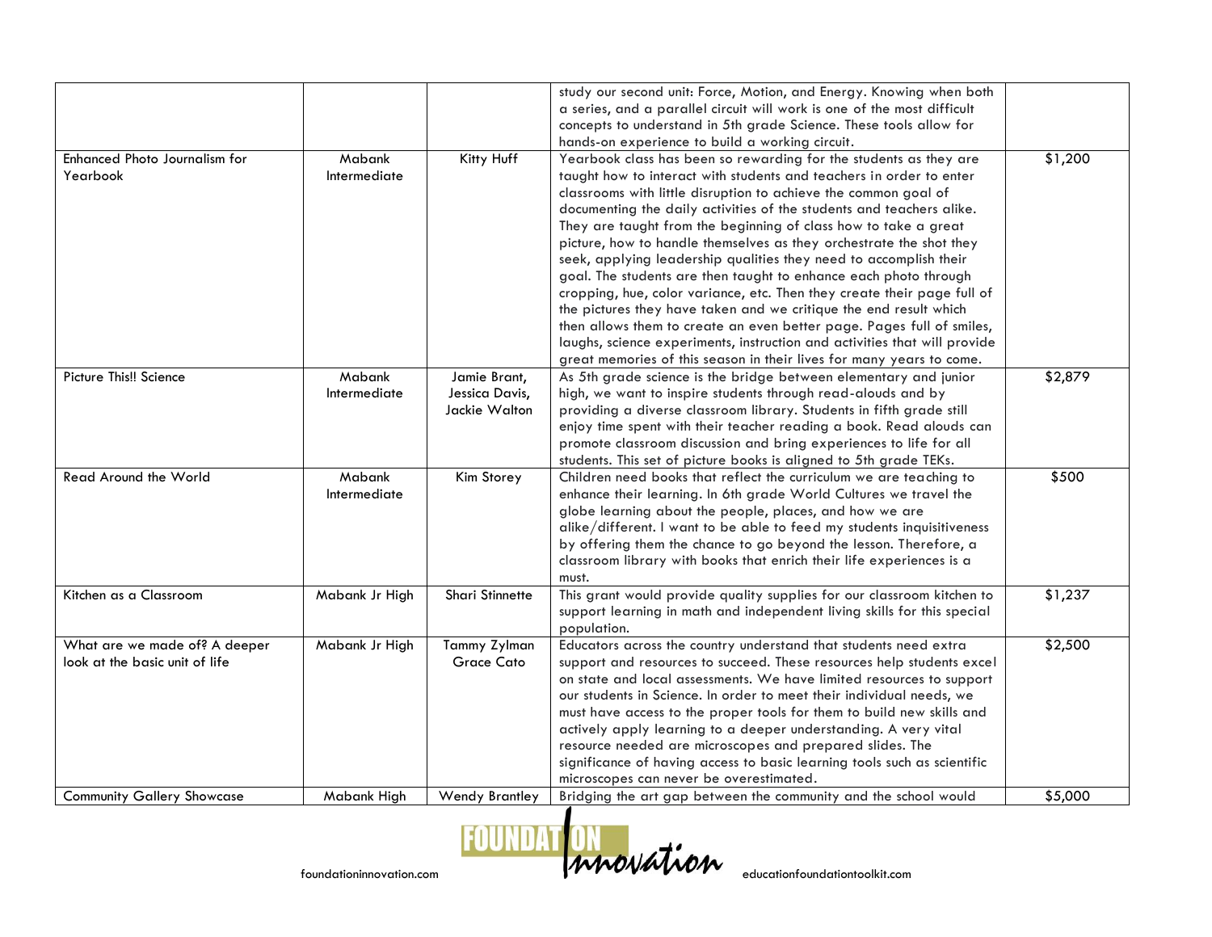| | | | | |
|---|---|---|---|---|
| | | | study our second unit: Force, Motion, and Energy. Knowing when both a series, and a parallel circuit will work is one of the most difficult concepts to understand in 5th grade Science. These tools allow for hands-on experience to build a working circuit. | |
| Enhanced Photo Journalism for Yearbook | Mabank Intermediate | Kitty Huff | Yearbook class has been so rewarding for the students as they are taught how to interact with students and teachers in order to enter classrooms with little disruption to achieve the common goal of documenting the daily activities of the students and teachers alike. They are taught from the beginning of class how to take a great picture, how to handle themselves as they orchestrate the shot they seek, applying leadership qualities they need to accomplish their goal. The students are then taught to enhance each photo through cropping, hue, color variance, etc. Then they create their page full of the pictures they have taken and we critique the end result which then allows them to create an even better page. Pages full of smiles, laughs, science experiments, instruction and activities that will provide great memories of this season in their lives for many years to come. | $1,200 |
| Picture This!! Science | Mabank Intermediate | Jamie Brant, Jessica Davis, Jackie Walton | As 5th grade science is the bridge between elementary and junior high, we want to inspire students through read-alouds and by providing a diverse classroom library. Students in fifth grade still enjoy time spent with their teacher reading a book. Read alouds can promote classroom discussion and bring experiences to life for all students. This set of picture books is aligned to 5th grade TEKs. | $2,879 |
| Read Around the World | Mabank Intermediate | Kim Storey | Children need books that reflect the curriculum we are teaching to enhance their learning. In 6th grade World Cultures we travel the globe learning about the people, places, and how we are alike/different. I want to be able to feed my students inquisitiveness by offering them the chance to go beyond the lesson. Therefore, a classroom library with books that enrich their life experiences is a must. | $500 |
| Kitchen as a Classroom | Mabank Jr High | Shari Stinnette | This grant would provide quality supplies for our classroom kitchen to support learning in math and independent living skills for this special population. | $1,237 |
| What are we made of? A deeper look at the basic unit of life | Mabank Jr High | Tammy Zylman Grace Cato | Educators across the country understand that students need extra support and resources to succeed. These resources help students excel on state and local assessments. We have limited resources to support our students in Science. In order to meet their individual needs, we must have access to the proper tools for them to build new skills and actively apply learning to a deeper understanding. A very vital resource needed are microscopes and prepared slides. The significance of having access to basic learning tools such as scientific microscopes can never be overestimated. | $2,500 |
| Community Gallery Showcase | Mabank High | Wendy Brantley | Bridging the art gap between the community and the school would | $5,000 |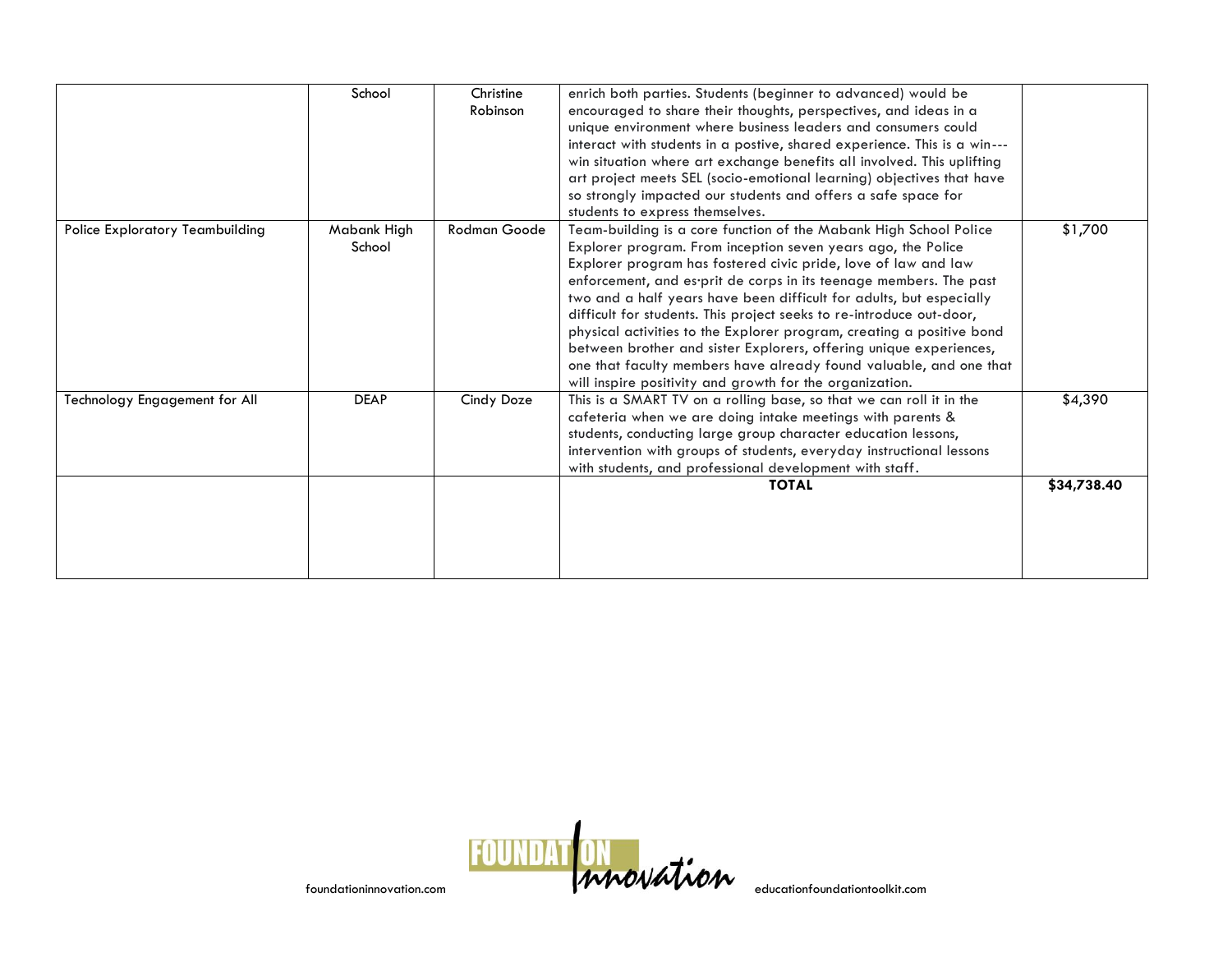| | | | | |
|---|---|---|---|---|
| | School | Christine Robinson | enrich both parties. Students (beginner to advanced) would be encouraged to share their thoughts, perspectives, and ideas in a unique environment where business leaders and consumers could interact with students in a postive, shared experience. This is a win---win situation where art exchange benefits all involved. This uplifting art project meets SEL (socio-emotional learning) objectives that have so strongly impacted our students and offers a safe space for students to express themselves. | |
| Police Exploratory Teambuilding | Mabank High School | Rodman Goode | Team-building is a core function of the Mabank High School Police Explorer program. From inception seven years ago, the Police Explorer program has fostered civic pride, love of law and law enforcement, and es·prit de corps in its teenage members. The past two and a half years have been difficult for adults, but especially difficult for students. This project seeks to re-introduce out-door, physical activities to the Explorer program, creating a positive bond between brother and sister Explorers, offering unique experiences, one that faculty members have already found valuable, and one that will inspire positivity and growth for the organization. | $1,700 |
| Technology Engagement for All | DEAP | Cindy Doze | This is a SMART TV on a rolling base, so that we can roll it in the cafeteria when we are doing intake meetings with parents & students, conducting large group character education lessons, intervention with groups of students, everyday instructional lessons with students, and professional development with staff. | $4,390 |
| | | | **TOTAL** | **$34,738.40** |